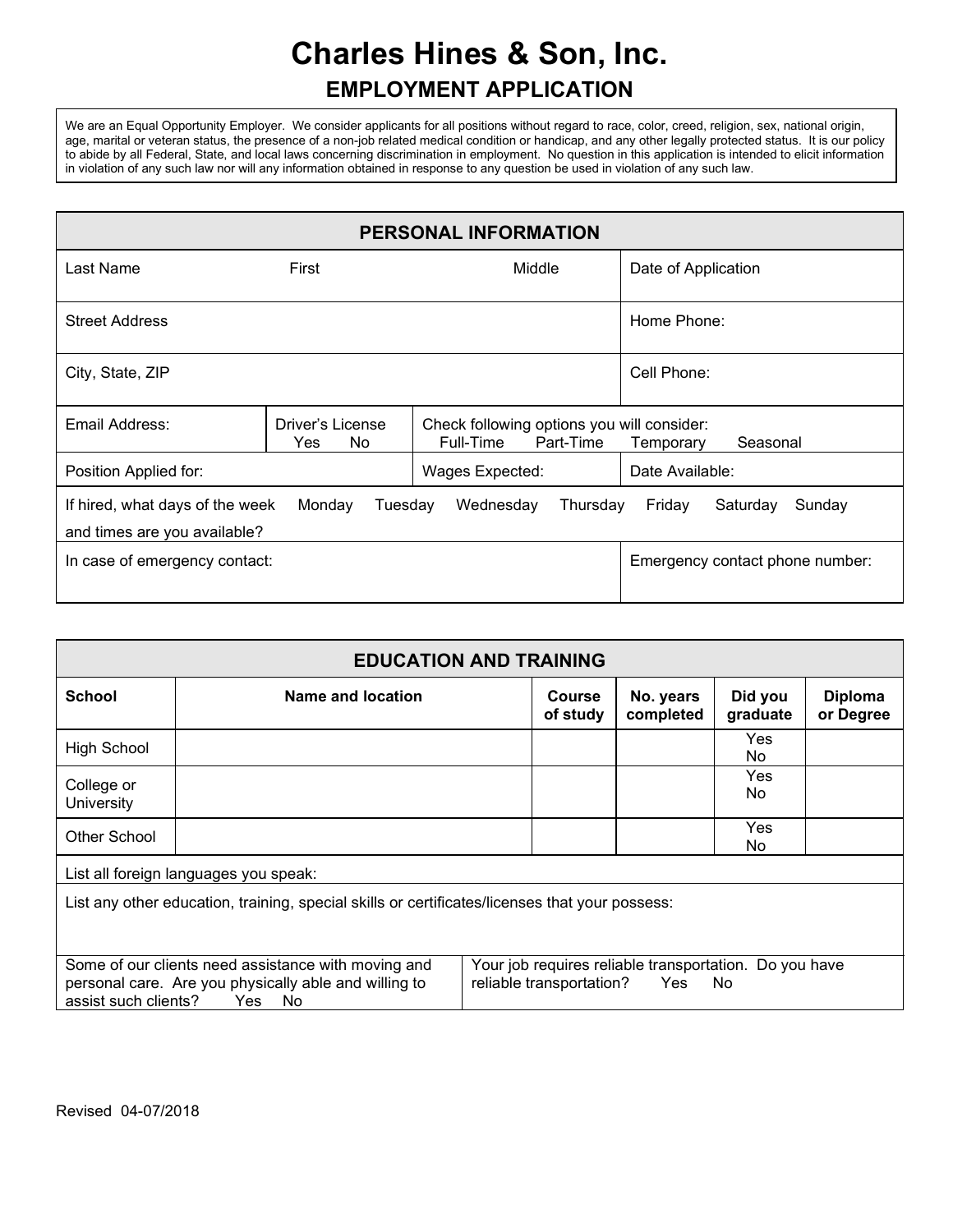# Charles Hines & Son, Inc.

## EMPLOYMENT APPLICATION

We are an Equal Opportunity Employer. We consider applicants for all positions without regard to race, color, creed, religion, sex, national origin, age, marital or veteran status, the presence of a non-job related medical condition or handicap, and any other legally protected status. It is our policy to abide by all Federal, State, and local laws concerning discrimination in employment. No question in this application is intended to elicit information in violation of any such law nor will any information obtained in response to any question be used in violation of any such law.

| PERSONAL INFORMATION | | | |
|---|---|---|---|
| Last Name First | | Middle | Date of Application |
| Street Address | | | Home Phone: |
| City, State, ZIP | | | Cell Phone: |
| Email Address: | Driver's License Yes No | Check following options you will consider: Full-Time Part-Time | Temporary Seasonal |
| Position Applied for: | | Wages Expected: | Date Available: |
| If hired, what days of the week and times are you available? Monday Tuesday | | Wednesday Thursday | Friday Saturday Sunday |
| In case of emergency contact: | | | Emergency contact phone number: |

| EDUCATION AND TRAINING | | | | | |
|---|---|---|---|---|---|
| **School** | **Name and location** | **Course of study** | **No. years completed** | **Did you graduate** | **Diploma or Degree** |
| High School | | | | Yes No | |
| College or University | | | | Yes No | |
| Other School | | | | Yes No | |
| List all foreign languages you speak: | | | | | |
| List any other education, training, special skills or certificates/licenses that your possess: | | | | | |
| Some of our clients need assistance with moving and personal care. Are you physically able and willing to assist such clients? Yes No | | Your job requires reliable transportation. Do you have reliable transportation? Yes No | | | |

Revised 04-07/2018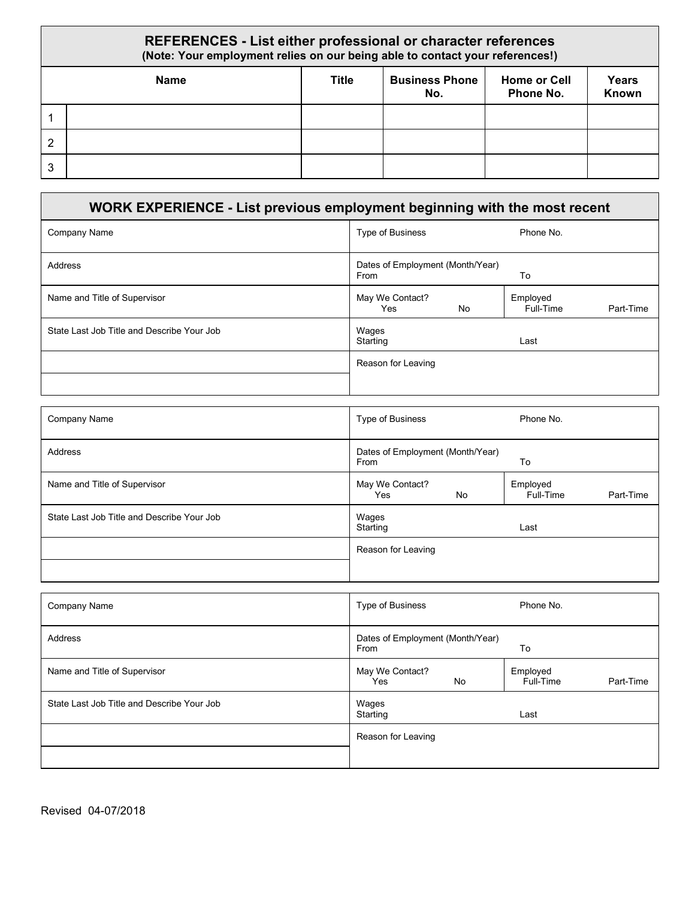## REFERENCES - List either professional or character references

**(Note: Your employment relies on our being able to contact your references!)**

| | Name | Title | Business Phone No. | Home or Cell Phone No. | Years Known |
|---|---|---|---|---|---|
| 1 | | | | | |
| 2 | | | | | |
| 3 | | | | | |

## WORK EXPERIENCE - List previous employment beginning with the most recent

| | | |
|---|---|---|
| Company Name | Type of Business | Phone No. |
| Address | Dates of Employment (Month/Year) From | To |
| Name and Title of Supervisor | May We Contact? Yes No | Employed Full-Time Part-Time |
| State Last Job Title and Describe Your Job | Wages Starting | Last |
| | Reason for Leaving | |
| | | |

| | | |
|---|---|---|
| Company Name | Type of Business | Phone No. |
| Address | Dates of Employment (Month/Year) From | To |
| Name and Title of Supervisor | May We Contact? Yes No | Employed Full-Time Part-Time |
| State Last Job Title and Describe Your Job | Wages Starting | Last |
| | Reason for Leaving | |
| | | |

| | | |
|---|---|---|
| Company Name | Type of Business | Phone No. |
| Address | Dates of Employment (Month/Year) From | To |
| Name and Title of Supervisor | May We Contact? Yes No | Employed Full-Time Part-Time |
| State Last Job Title and Describe Your Job | Wages Starting | Last |
| | Reason for Leaving | |
| | | |

Revised 04-07/2018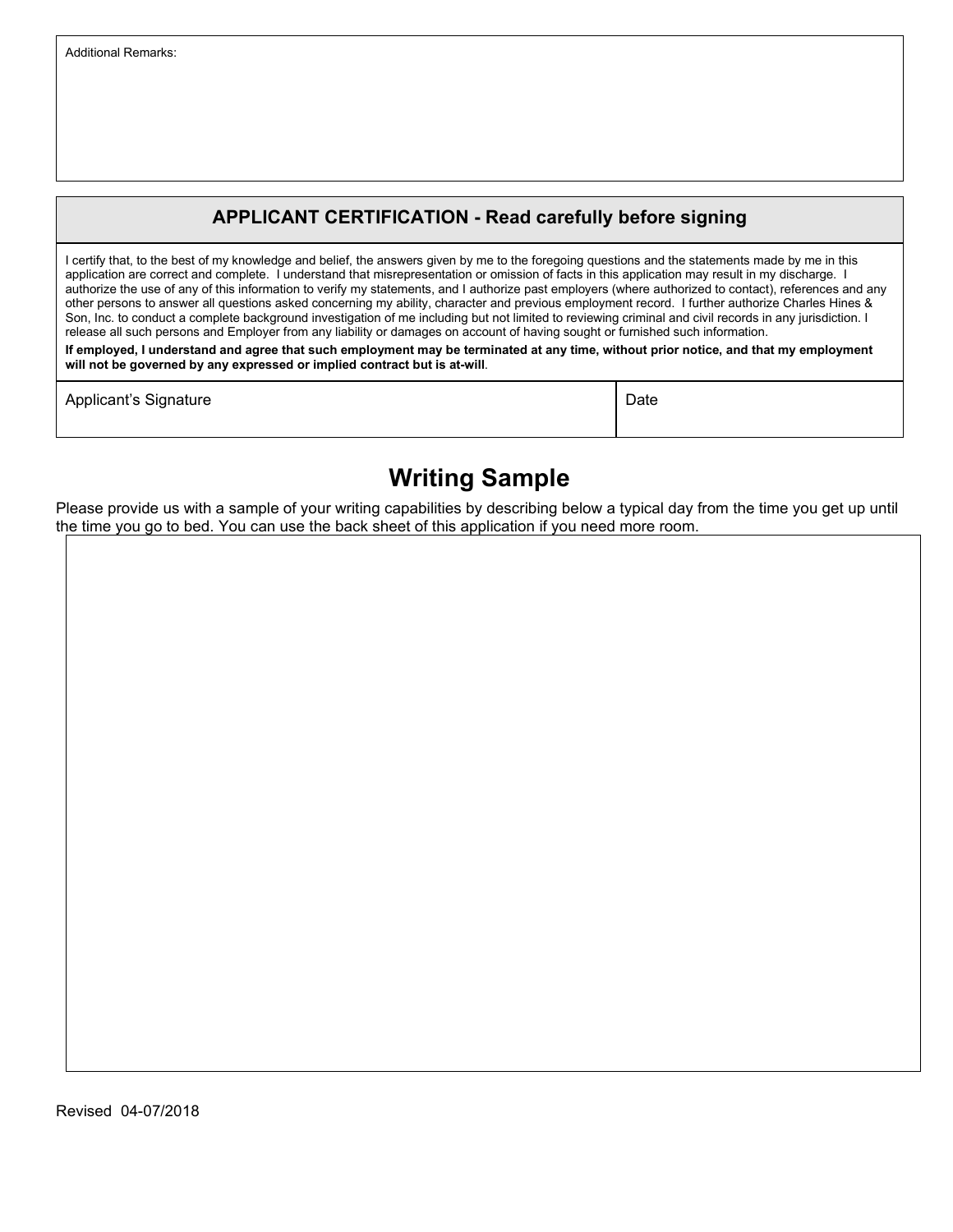Additional Remarks:

## APPLICANT CERTIFICATION - Read carefully before signing

I certify that, to the best of my knowledge and belief, the answers given by me to the foregoing questions and the statements made by me in this application are correct and complete. I understand that misrepresentation or omission of facts in this application may result in my discharge. I authorize the use of any of this information to verify my statements, and I authorize past employers (where authorized to contact), references and any other persons to answer all questions asked concerning my ability, character and previous employment record. I further authorize Charles Hines & Son, Inc. to conduct a complete background investigation of me including but not limited to reviewing criminal and civil records in any jurisdiction. I release all such persons and Employer from any liability or damages on account of having sought or furnished such information.

**If employed, I understand and agree that such employment may be terminated at any time, without prior notice, and that my employment will not be governed by any expressed or implied contract but is at-will**.

| Applicant's Signature | Date |
|---|---|
| | |

# Writing Sample

Please provide us with a sample of your writing capabilities by describing below a typical day from the time you get up until the time you go to bed. You can use the back sheet of this application if you need more room.

Revised 04-07/2018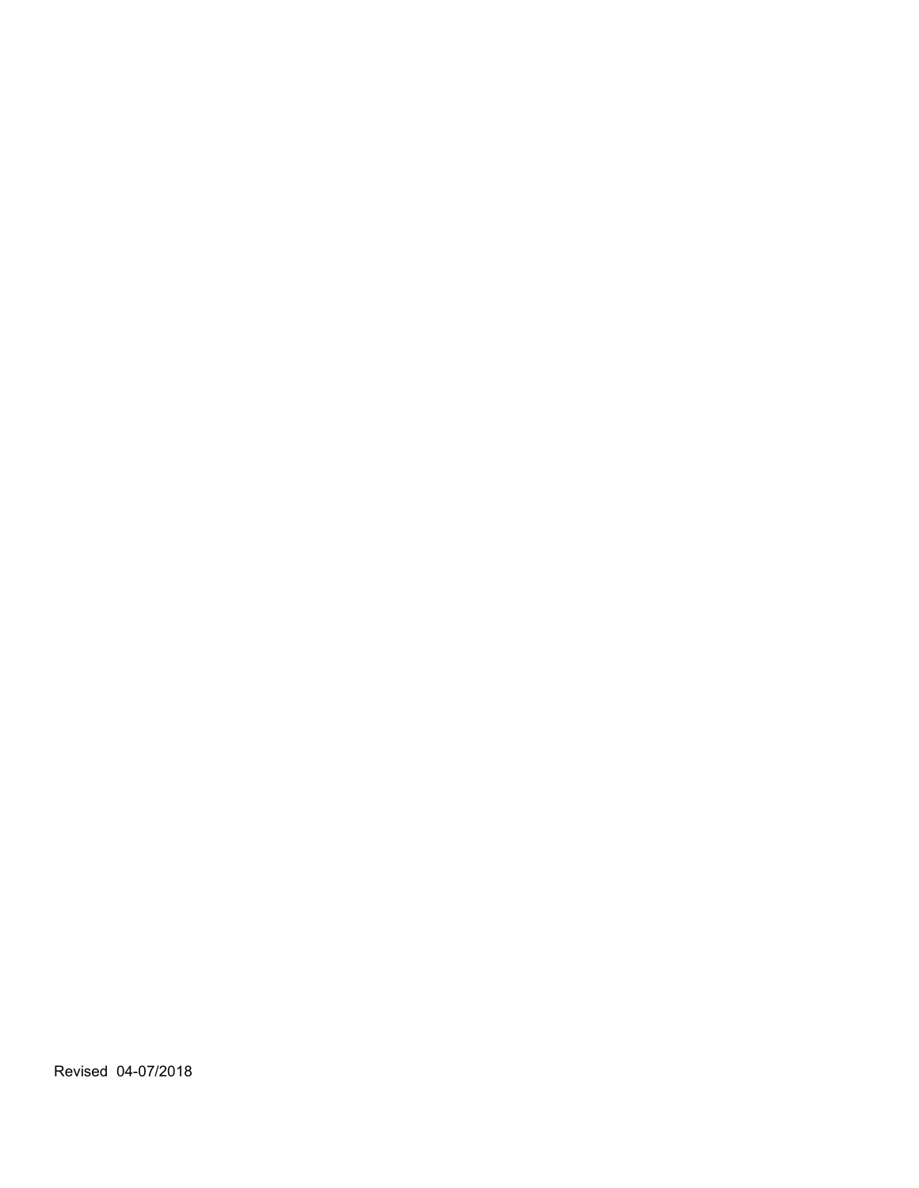Revised 04-07/2018